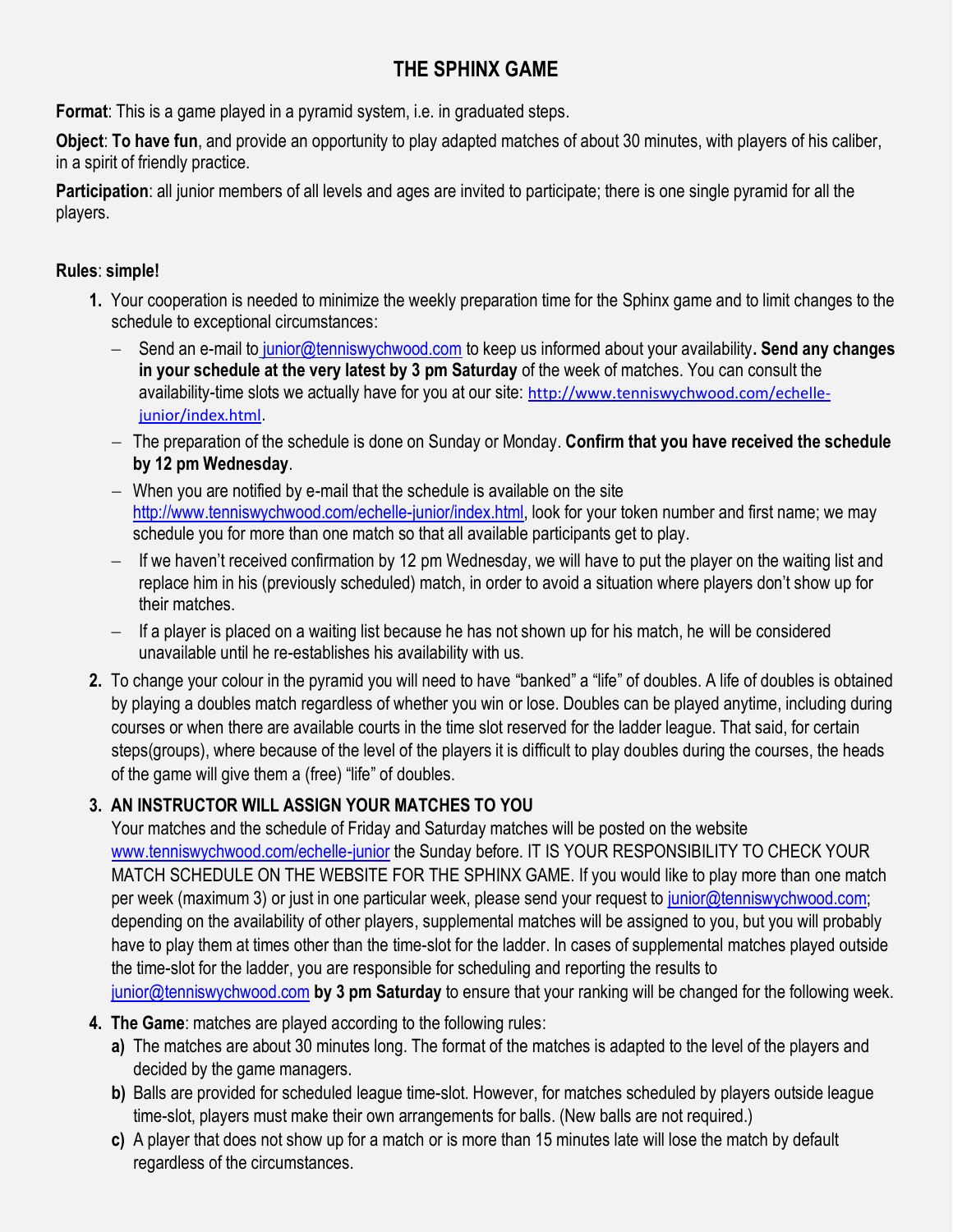# THE SPHINX GAME

**Format**: This is a game played in a pyramid system, i.e. in graduated steps.

**Object**: **To have fun**, and provide an opportunity to play adapted matches of about 30 minutes, with players of his caliber, in a spirit of friendly practice.

**Participation**: all junior members of all levels and ages are invited to participate; there is one single pyramid for all the players.

**Rules**: **simple!**

1. Your cooperation is needed to minimize the weekly preparation time for the Sphinx game and to limit changes to the schedule to exceptional circumstances:
   - Send an e-mail to junior@tenniswychwood.com to keep us informed about your availability**. Send any changes in your schedule at the very latest by 3 pm Saturday** of the week of matches. You can consult the availability-time slots we actually have for you at our site: http://www.tenniswychwood.com/echelle-junior/index.html.
   - The preparation of the schedule is done on Sunday or Monday. **Confirm that you have received the schedule by 12 pm Wednesday**.
   - When you are notified by e-mail that the schedule is available on the site http://www.tenniswychwood.com/echelle-junior/index.html, look for your token number and first name; we may schedule you for more than one match so that all available participants get to play.
   - If we haven't received confirmation by 12 pm Wednesday, we will have to put the player on the waiting list and replace him in his (previously scheduled) match, in order to avoid a situation where players don't show up for their matches.
   - If a player is placed on a waiting list because he has not shown up for his match, he will be considered unavailable until he re-establishes his availability with us.
2. To change your colour in the pyramid you will need to have "banked" a "life" of doubles. A life of doubles is obtained by playing a doubles match regardless of whether you win or lose. Doubles can be played anytime, including during courses or when there are available courts in the time slot reserved for the ladder league. That said, for certain steps(groups), where because of the level of the players it is difficult to play doubles during the courses, the heads of the game will give them a (free) "life" of doubles.
3. **AN INSTRUCTOR WILL ASSIGN YOUR MATCHES TO YOU**
   Your matches and the schedule of Friday and Saturday matches will be posted on the website www.tenniswychwood.com/echelle-junior the Sunday before. IT IS YOUR RESPONSIBILITY TO CHECK YOUR MATCH SCHEDULE ON THE WEBSITE FOR THE SPHINX GAME. If you would like to play more than one match per week (maximum 3) or just in one particular week, please send your request to junior@tenniswychwood.com; depending on the availability of other players, supplemental matches will be assigned to you, but you will probably have to play them at times other than the time-slot for the ladder. In cases of supplemental matches played outside the time-slot for the ladder, you are responsible for scheduling and reporting the results to junior@tenniswychwood.com **by 3 pm Saturday** to ensure that your ranking will be changed for the following week.
4. **The Game**: matches are played according to the following rules:
   - **a)** The matches are about 30 minutes long. The format of the matches is adapted to the level of the players and decided by the game managers.
   - **b)** Balls are provided for scheduled league time-slot. However, for matches scheduled by players outside league time-slot, players must make their own arrangements for balls. (New balls are not required.)
   - **c)** A player that does not show up for a match or is more than 15 minutes late will lose the match by default regardless of the circumstances.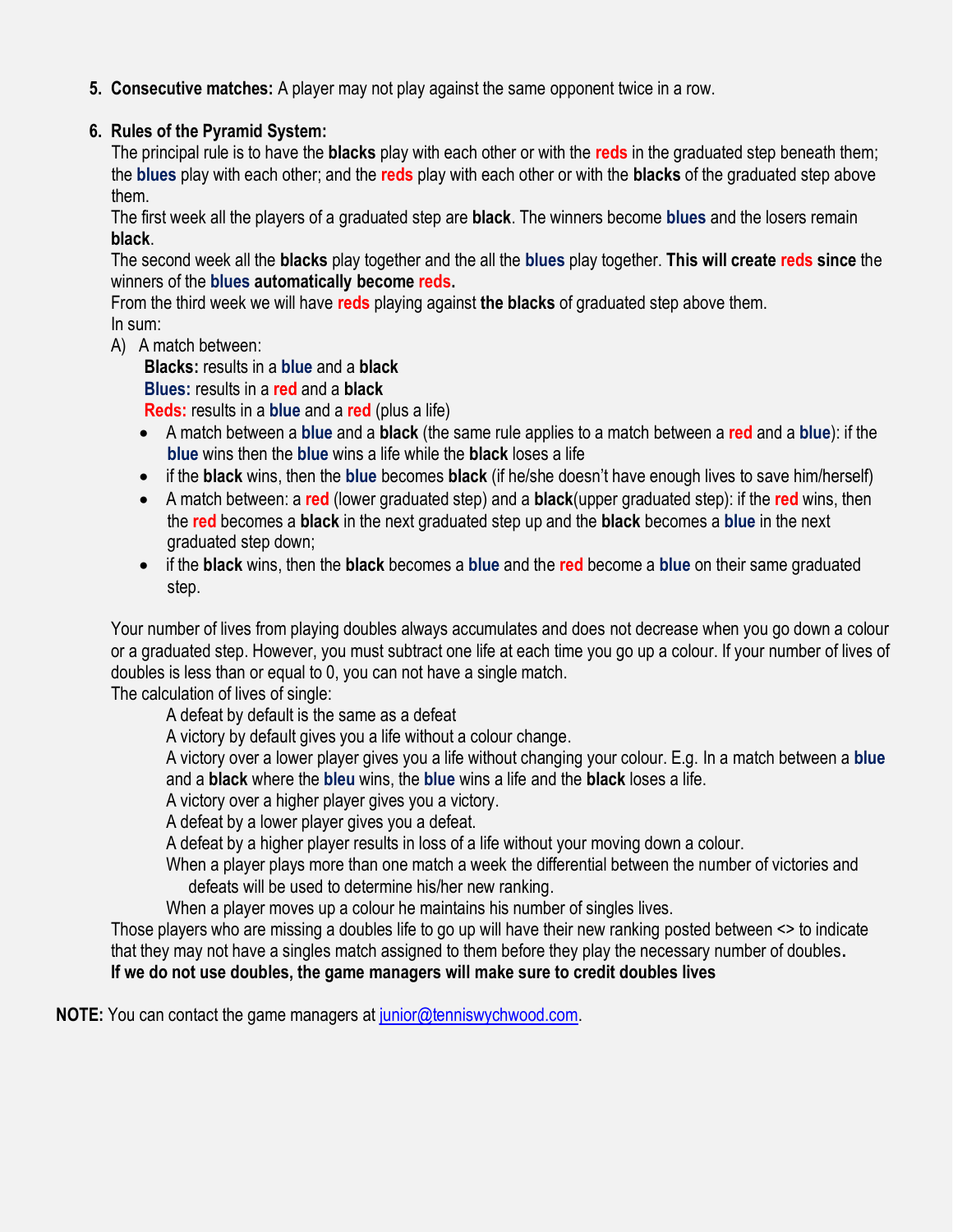5. **Consecutive matches:** A player may not play against the same opponent twice in a row.

6. **Rules of the Pyramid System:**

   The principal rule is to have the **blacks** play with each other or with the **reds** in the graduated step beneath them; the **blues** play with each other; and the **reds** play with each other or with the **blacks** of the graduated step above them.

   The first week all the players of a graduated step are **black**. The winners become **blues** and the losers remain **black**.

   The second week all the **blacks** play together and the all the **blues** play together. **This will create reds since** the winners of the **blues automatically become reds.**

   From the third week we will have **reds** playing against **the blacks** of graduated step above them.

   In sum:

   A) A match between:

   **Blacks:** results in a **blue** and a **black**

   **Blues:** results in a **red** and a **black**

   **Reds:** results in a **blue** and a **red** (plus a life)

   - A match between a **blue** and a **black** (the same rule applies to a match between a **red** and a **blue**): if the **blue** wins then the **blue** wins a life while the **black** loses a life
   - if the **black** wins, then the **blue** becomes **black** (if he/she doesn't have enough lives to save him/herself)
   - A match between: a **red** (lower graduated step) and a **black**(upper graduated step): if the **red** wins, then the **red** becomes a **black** in the next graduated step up and the **black** becomes a **blue** in the next graduated step down;
   - if the **black** wins, then the **black** becomes a **blue** and the **red** become a **blue** on their same graduated step.

   Your number of lives from playing doubles always accumulates and does not decrease when you go down a colour or a graduated step. However, you must subtract one life at each time you go up a colour. If your number of lives of doubles is less than or equal to 0, you can not have a single match.

   The calculation of lives of single:

   A defeat by default is the same as a defeat

   A victory by default gives you a life without a colour change.

   A victory over a lower player gives you a life without changing your colour. E.g. In a match between a **blue** and a **black** where the **bleu** wins, the **blue** wins a life and the **black** loses a life.

   A victory over a higher player gives you a victory.

   A defeat by a lower player gives you a defeat.

   A defeat by a higher player results in loss of a life without your moving down a colour.

   When a player plays more than one match a week the differential between the number of victories and defeats will be used to determine his/her new ranking.

   When a player moves up a colour he maintains his number of singles lives.

   Those players who are missing a doubles life to go up will have their new ranking posted between <> to indicate that they may not have a singles match assigned to them before they play the necessary number of doubles**.**

   **If we do not use doubles, the game managers will make sure to credit doubles lives**

**NOTE:** You can contact the game managers at junior@tenniswychwood.com.